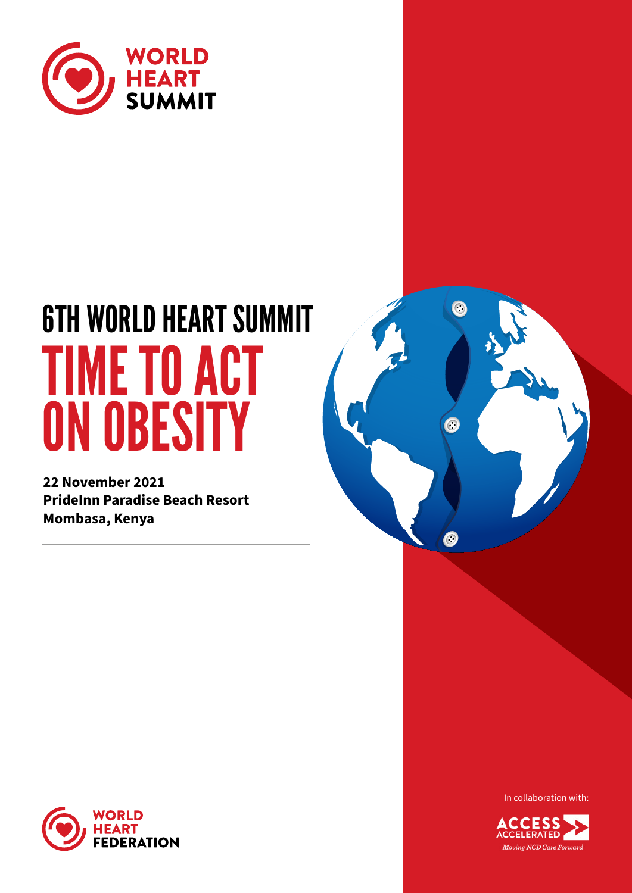WORLD HEART SUMMIT

# 6TH WORLD HEART SUMMIT

# TIME TO ACT ON OBESITY

**22 November 2021**
**PrideInn Paradise Beach Resort**
**Mombasa, Kenya**

WORLD HEART FEDERATION

In collaboration with:

ACCESS ACCELERATED
*Moving NCD Care Forward*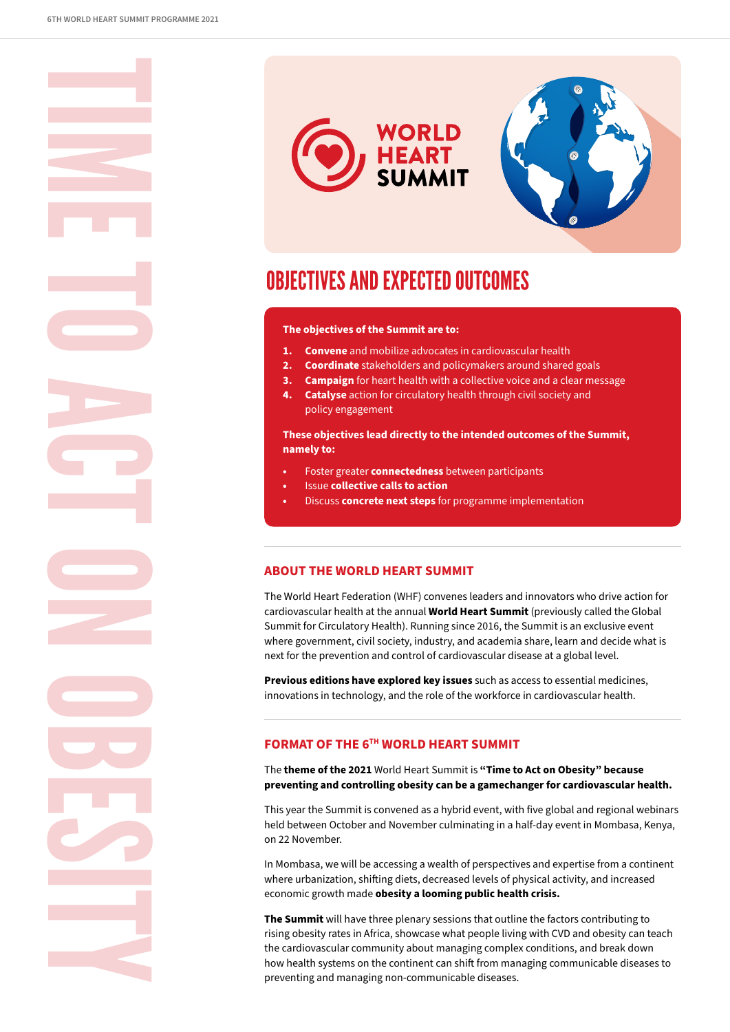TIME TO ACT ON OBESITY

WORLD HEART SUMMIT

# OBJECTIVES AND EXPECTED OUTCOMES

**The objectives of the Summit are to:**

1. **Convene** and mobilize advocates in cardiovascular health
2. **Coordinate** stakeholders and policymakers around shared goals
3. **Campaign** for heart health with a collective voice and a clear message
4. **Catalyse** action for circulatory health through civil society and policy engagement

**These objectives lead directly to the intended outcomes of the Summit, namely to:**

- Foster greater **connectedness** between participants
- Issue **collective calls to action**
- Discuss **concrete next steps** for programme implementation

## ABOUT THE WORLD HEART SUMMIT

The World Heart Federation (WHF) convenes leaders and innovators who drive action for cardiovascular health at the annual **World Heart Summit** (previously called the Global Summit for Circulatory Health). Running since 2016, the Summit is an exclusive event where government, civil society, industry, and academia share, learn and decide what is next for the prevention and control of cardiovascular disease at a global level.

**Previous editions have explored key issues** such as access to essential medicines, innovations in technology, and the role of the workforce in cardiovascular health.

## FORMAT OF THE 6TH WORLD HEART SUMMIT

The **theme of the 2021** World Heart Summit is **"Time to Act on Obesity" because preventing and controlling obesity can be a gamechanger for cardiovascular health.**

This year the Summit is convened as a hybrid event, with five global and regional webinars held between October and November culminating in a half-day event in Mombasa, Kenya, on 22 November.

In Mombasa, we will be accessing a wealth of perspectives and expertise from a continent where urbanization, shifting diets, decreased levels of physical activity, and increased economic growth made **obesity a looming public health crisis.**

**The Summit** will have three plenary sessions that outline the factors contributing to rising obesity rates in Africa, showcase what people living with CVD and obesity can teach the cardiovascular community about managing complex conditions, and break down how health systems on the continent can shift from managing communicable diseases to preventing and managing non-communicable diseases.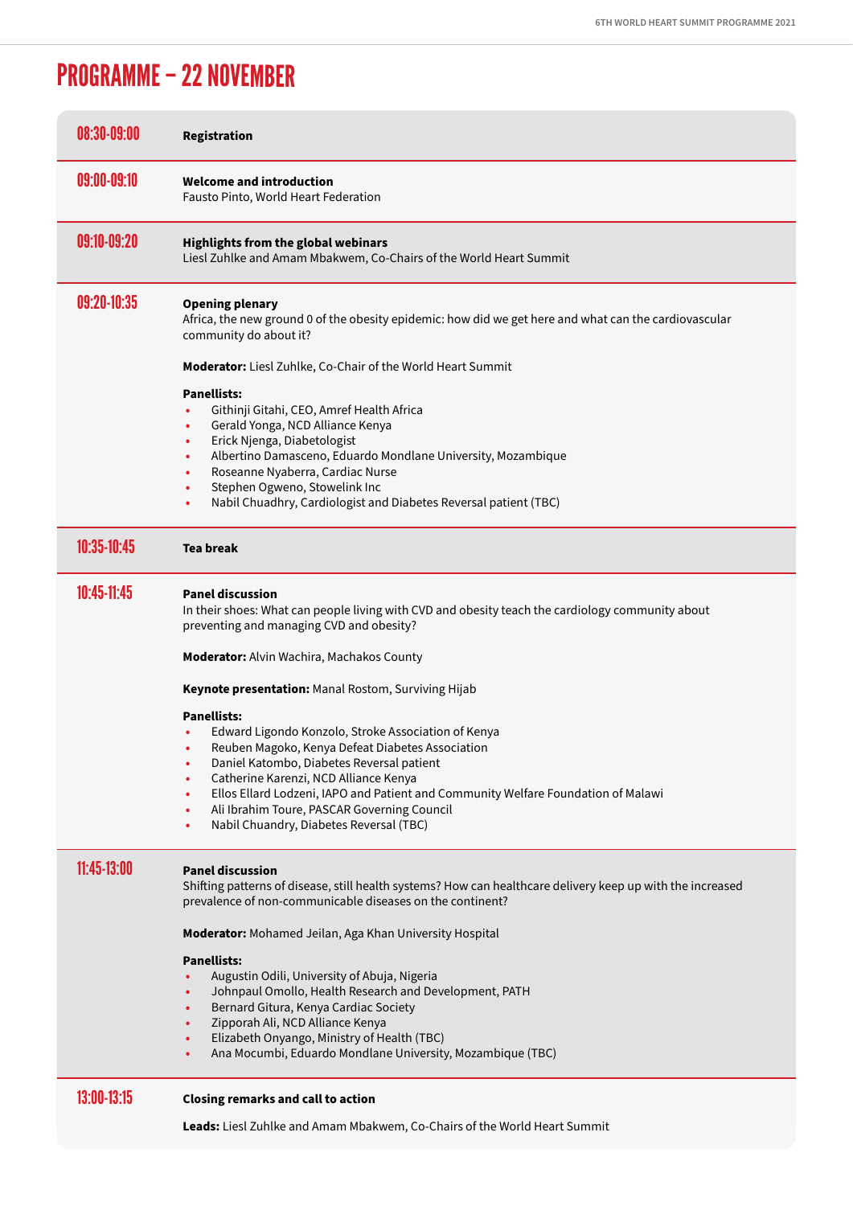# PROGRAMME – 22 NOVEMBER

**08:30-09:00**

**Registration**

---

**09:00-09:10**

**Welcome and introduction**
Fausto Pinto, World Heart Federation

---

**09:10-09:20**

**Highlights from the global webinars**
Liesl Zuhlke and Amam Mbakwem, Co-Chairs of the World Heart Summit

---

**09:20-10:35**

**Opening plenary**
Africa, the new ground 0 of the obesity epidemic: how did we get here and what can the cardiovascular community do about it?

**Moderator:** Liesl Zuhlke, Co-Chair of the World Heart Summit

**Panellists:**

- Githinji Gitahi, CEO, Amref Health Africa
- Gerald Yonga, NCD Alliance Kenya
- Erick Njenga, Diabetologist
- Albertino Damasceno, Eduardo Mondlane University, Mozambique
- Roseanne Nyaberra, Cardiac Nurse
- Stephen Ogweno, Stowelink Inc
- Nabil Chuadhry, Cardiologist and Diabetes Reversal patient (TBC)

---

**10:35-10:45**

**Tea break**

---

**10:45-11:45**

**Panel discussion**
In their shoes: What can people living with CVD and obesity teach the cardiology community about preventing and managing CVD and obesity?

**Moderator:** Alvin Wachira, Machakos County

**Keynote presentation:** Manal Rostom, Surviving Hijab

**Panellists:**

- Edward Ligondo Konzolo, Stroke Association of Kenya
- Reuben Magoko, Kenya Defeat Diabetes Association
- Daniel Katombo, Diabetes Reversal patient
- Catherine Karenzi, NCD Alliance Kenya
- Ellos Ellard Lodzeni, IAPO and Patient and Community Welfare Foundation of Malawi
- Ali Ibrahim Toure, PASCAR Governing Council
- Nabil Chuandry, Diabetes Reversal (TBC)

---

**11:45-13:00**

**Panel discussion**
Shifting patterns of disease, still health systems? How can healthcare delivery keep up with the increased prevalence of non-communicable diseases on the continent?

**Moderator:** Mohamed Jeilan, Aga Khan University Hospital

**Panellists:**

- Augustin Odili, University of Abuja, Nigeria
- Johnpaul Omollo, Health Research and Development, PATH
- Bernard Gitura, Kenya Cardiac Society
- Zipporah Ali, NCD Alliance Kenya
- Elizabeth Onyango, Ministry of Health (TBC)
- Ana Mocumbi, Eduardo Mondlane University, Mozambique (TBC)

---

**13:00-13:15**

**Closing remarks and call to action**

**Leads:** Liesl Zuhlke and Amam Mbakwem, Co-Chairs of the World Heart Summit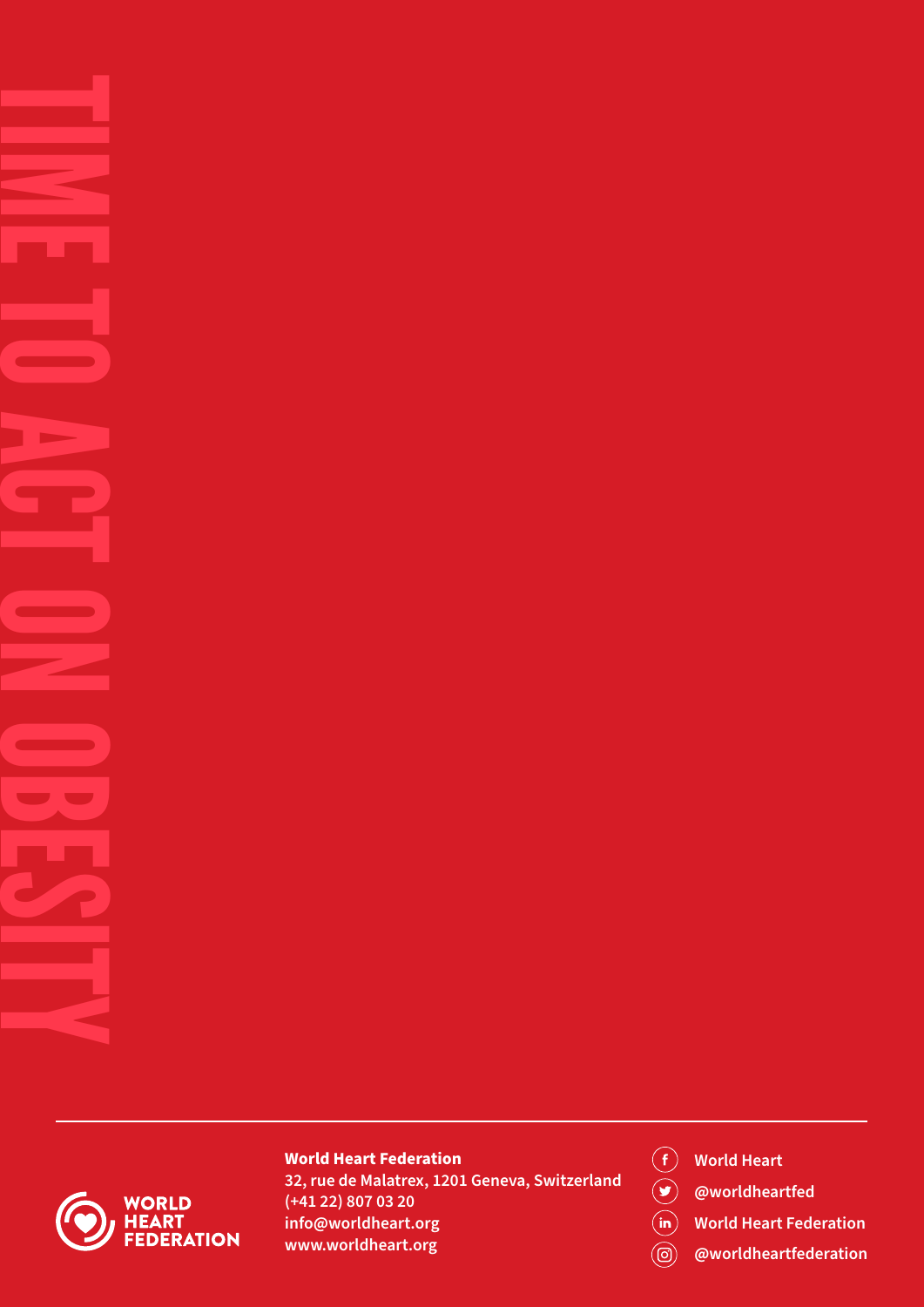# TIME TO ACT ON OBESITY

WORLD HEART FEDERATION

**World Heart Federation**
**32, rue de Malatrex, 1201 Geneva, Switzerland**
**(+41 22) 807 03 20**
**info@worldheart.org**
**www.worldheart.org**

**World Heart**
**@worldheartfed**
**World Heart Federation**
**@worldheartfederation**